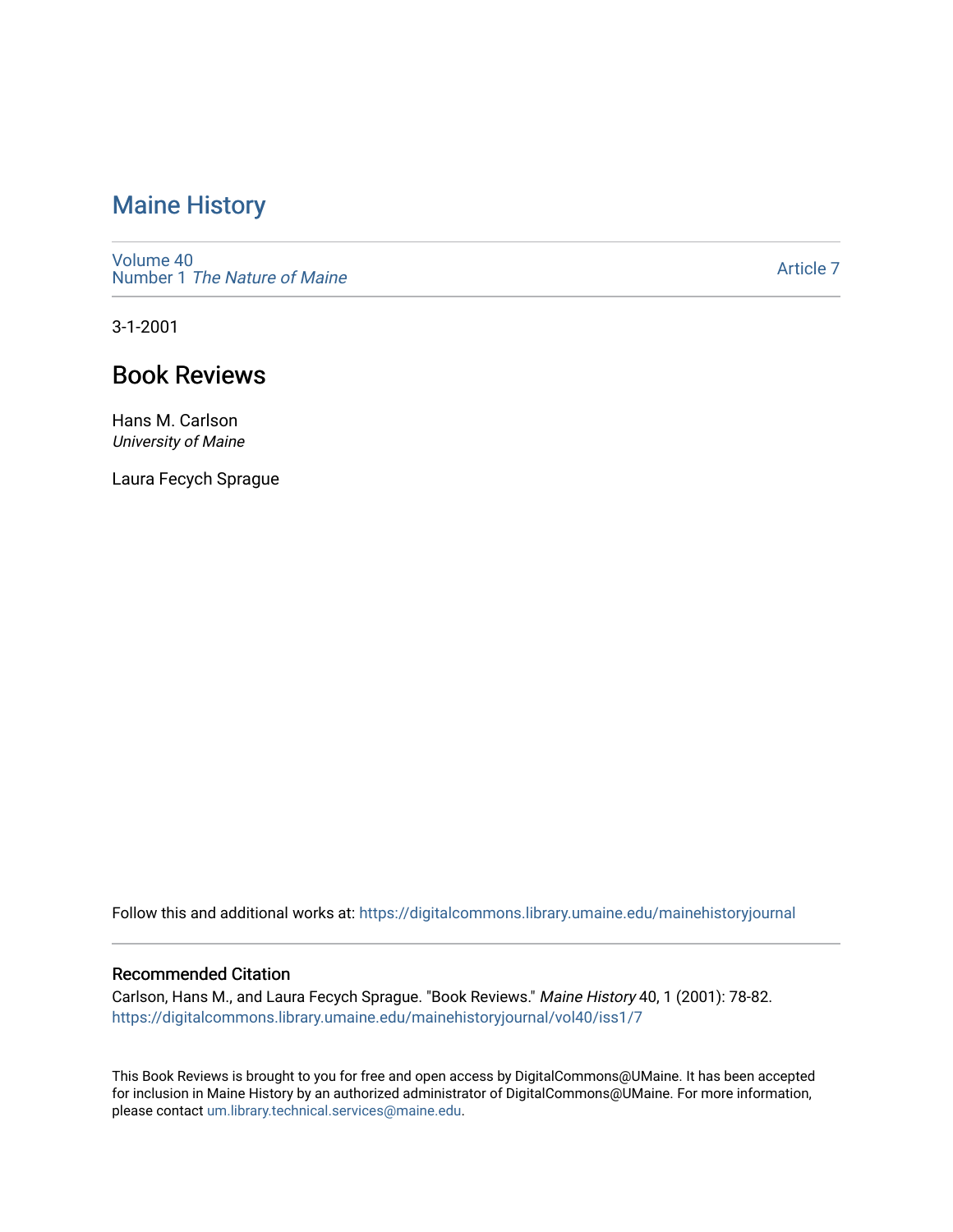# Maine History

Volume 40
Number 1 *The Nature of Maine*

Article 7

3-1-2001

## Book Reviews

Hans M. Carlson
*University of Maine*

Laura Fecych Sprague

Follow this and additional works at: https://digitalcommons.library.umaine.edu/mainehistoryjournal

### Recommended Citation

Carlson, Hans M., and Laura Fecych Sprague. "Book Reviews." *Maine History* 40, 1 (2001): 78-82.
https://digitalcommons.library.umaine.edu/mainehistoryjournal/vol40/iss1/7

This Book Reviews is brought to you for free and open access by DigitalCommons@UMaine. It has been accepted for inclusion in Maine History by an authorized administrator of DigitalCommons@UMaine. For more information, please contact um.library.technical.services@maine.edu.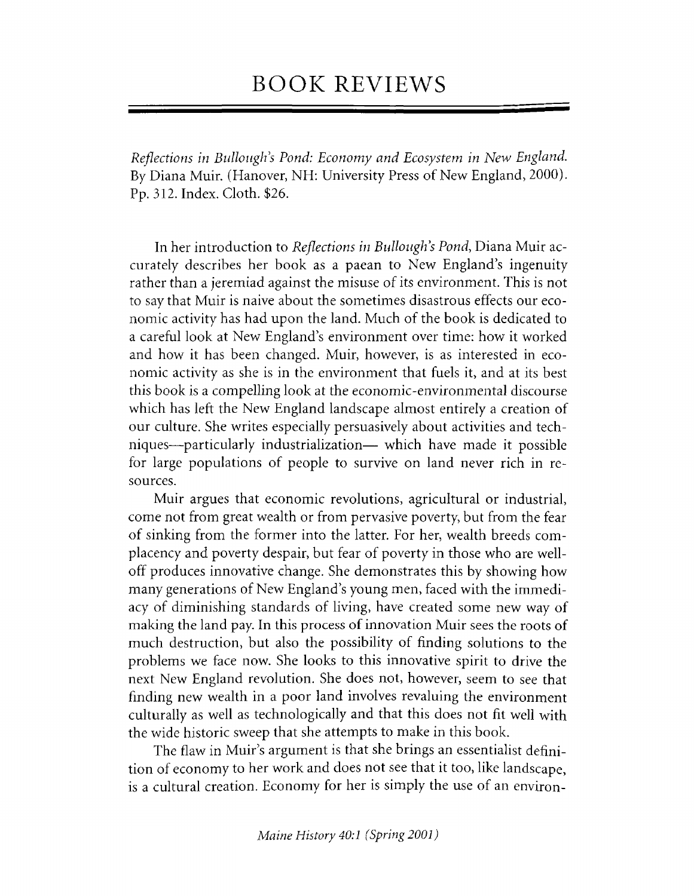# BOOK REVIEWS

*Reflections in Bullough's Pond: Economy and Ecosystem in New England.* By Diana Muir. (Hanover, NH: University Press of New England, 2000). Pp. 312. Index. Cloth. $26.

In her introduction to *Reflections in Bullough's Pond*, Diana Muir accurately describes her book as a paean to New England's ingenuity rather than a jeremiad against the misuse of its environment. This is not to say that Muir is naive about the sometimes disastrous effects our economic activity has had upon the land. Much of the book is dedicated to a careful look at New England's environment over time: how it worked and how it has been changed. Muir, however, is as interested in economic activity as she is in the environment that fuels it, and at its best this book is a compelling look at the economic-environmental discourse which has left the New England landscape almost entirely a creation of our culture. She writes especially persuasively about activities and techniques—particularly industrialization— which have made it possible for large populations of people to survive on land never rich in resources.

Muir argues that economic revolutions, agricultural or industrial, come not from great wealth or from pervasive poverty, but from the fear of sinking from the former into the latter. For her, wealth breeds complacency and poverty despair, but fear of poverty in those who are well-off produces innovative change. She demonstrates this by showing how many generations of New England's young men, faced with the immediacy of diminishing standards of living, have created some new way of making the land pay. In this process of innovation Muir sees the roots of much destruction, but also the possibility of finding solutions to the problems we face now. She looks to this innovative spirit to drive the next New England revolution. She does not, however, seem to see that finding new wealth in a poor land involves revaluing the environment culturally as well as technologically and that this does not fit well with the wide historic sweep that she attempts to make in this book.

The flaw in Muir's argument is that she brings an essentialist definition of economy to her work and does not see that it too, like landscape, is a cultural creation. Economy for her is simply the use of an environ-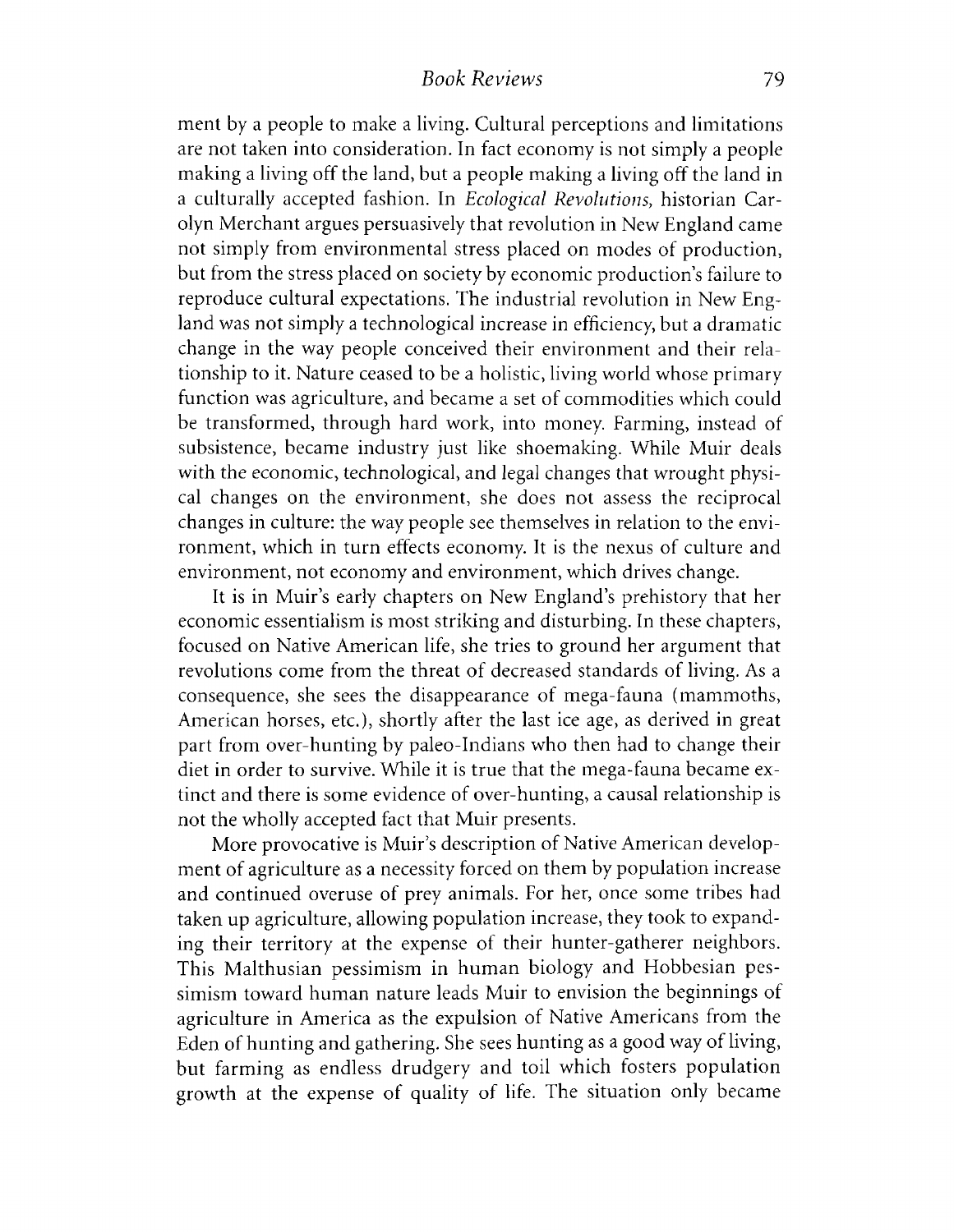ment by a people to make a living. Cultural perceptions and limitations are not taken into consideration. In fact economy is not simply a people making a living off the land, but a people making a living off the land in a culturally accepted fashion. In *Ecological Revolutions*, historian Carolyn Merchant argues persuasively that revolution in New England came not simply from environmental stress placed on modes of production, but from the stress placed on society by economic production's failure to reproduce cultural expectations. The industrial revolution in New England was not simply a technological increase in efficiency, but a dramatic change in the way people conceived their environment and their relationship to it. Nature ceased to be a holistic, living world whose primary function was agriculture, and became a set of commodities which could be transformed, through hard work, into money. Farming, instead of subsistence, became industry just like shoemaking. While Muir deals with the economic, technological, and legal changes that wrought physical changes on the environment, she does not assess the reciprocal changes in culture: the way people see themselves in relation to the environment, which in turn effects economy. It is the nexus of culture and environment, not economy and environment, which drives change.

It is in Muir's early chapters on New England's prehistory that her economic essentialism is most striking and disturbing. In these chapters, focused on Native American life, she tries to ground her argument that revolutions come from the threat of decreased standards of living. As a consequence, she sees the disappearance of mega-fauna (mammoths, American horses, etc.), shortly after the last ice age, as derived in great part from over-hunting by paleo-Indians who then had to change their diet in order to survive. While it is true that the mega-fauna became extinct and there is some evidence of over-hunting, a causal relationship is not the wholly accepted fact that Muir presents.

More provocative is Muir's description of Native American development of agriculture as a necessity forced on them by population increase and continued overuse of prey animals. For her, once some tribes had taken up agriculture, allowing population increase, they took to expanding their territory at the expense of their hunter-gatherer neighbors. This Malthusian pessimism in human biology and Hobbesian pessimism toward human nature leads Muir to envision the beginnings of agriculture in America as the expulsion of Native Americans from the Eden of hunting and gathering. She sees hunting as a good way of living, but farming as endless drudgery and toil which fosters population growth at the expense of quality of life. The situation only became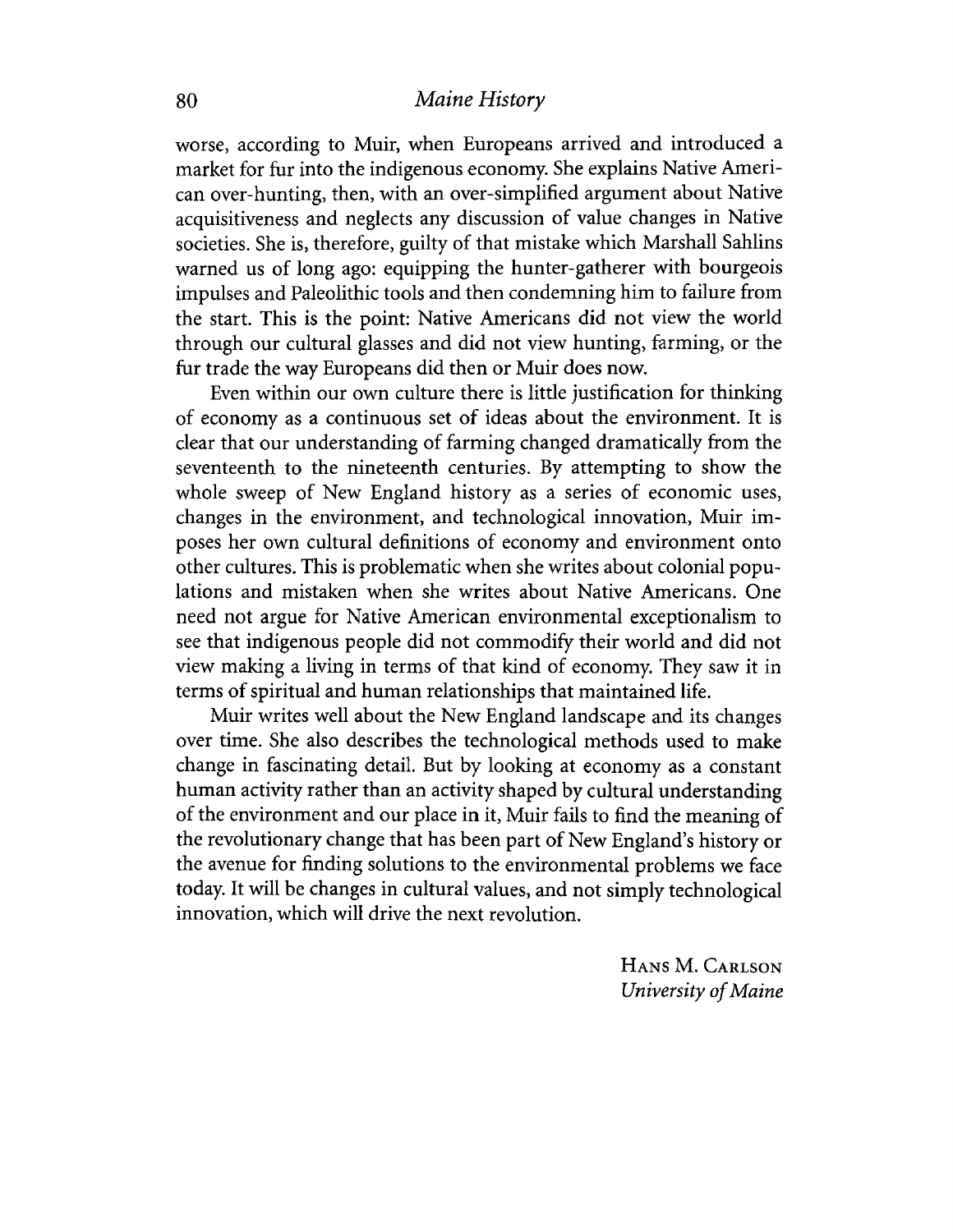worse, according to Muir, when Europeans arrived and introduced a market for fur into the indigenous economy. She explains Native American over-hunting, then, with an over-simplified argument about Native acquisitiveness and neglects any discussion of value changes in Native societies. She is, therefore, guilty of that mistake which Marshall Sahlins warned us of long ago: equipping the hunter-gatherer with bourgeois impulses and Paleolithic tools and then condemning him to failure from the start. This is the point: Native Americans did not view the world through our cultural glasses and did not view hunting, farming, or the fur trade the way Europeans did then or Muir does now.

Even within our own culture there is little justification for thinking of economy as a continuous set of ideas about the environment. It is clear that our understanding of farming changed dramatically from the seventeenth to the nineteenth centuries. By attempting to show the whole sweep of New England history as a series of economic uses, changes in the environment, and technological innovation, Muir imposes her own cultural definitions of economy and environment onto other cultures. This is problematic when she writes about colonial populations and mistaken when she writes about Native Americans. One need not argue for Native American environmental exceptionalism to see that indigenous people did not commodify their world and did not view making a living in terms of that kind of economy. They saw it in terms of spiritual and human relationships that maintained life.

Muir writes well about the New England landscape and its changes over time. She also describes the technological methods used to make change in fascinating detail. But by looking at economy as a constant human activity rather than an activity shaped by cultural understanding of the environment and our place in it, Muir fails to find the meaning of the revolutionary change that has been part of New England's history or the avenue for finding solutions to the environmental problems we face today. It will be changes in cultural values, and not simply technological innovation, which will drive the next revolution.

HANS M. CARLSON
*University of Maine*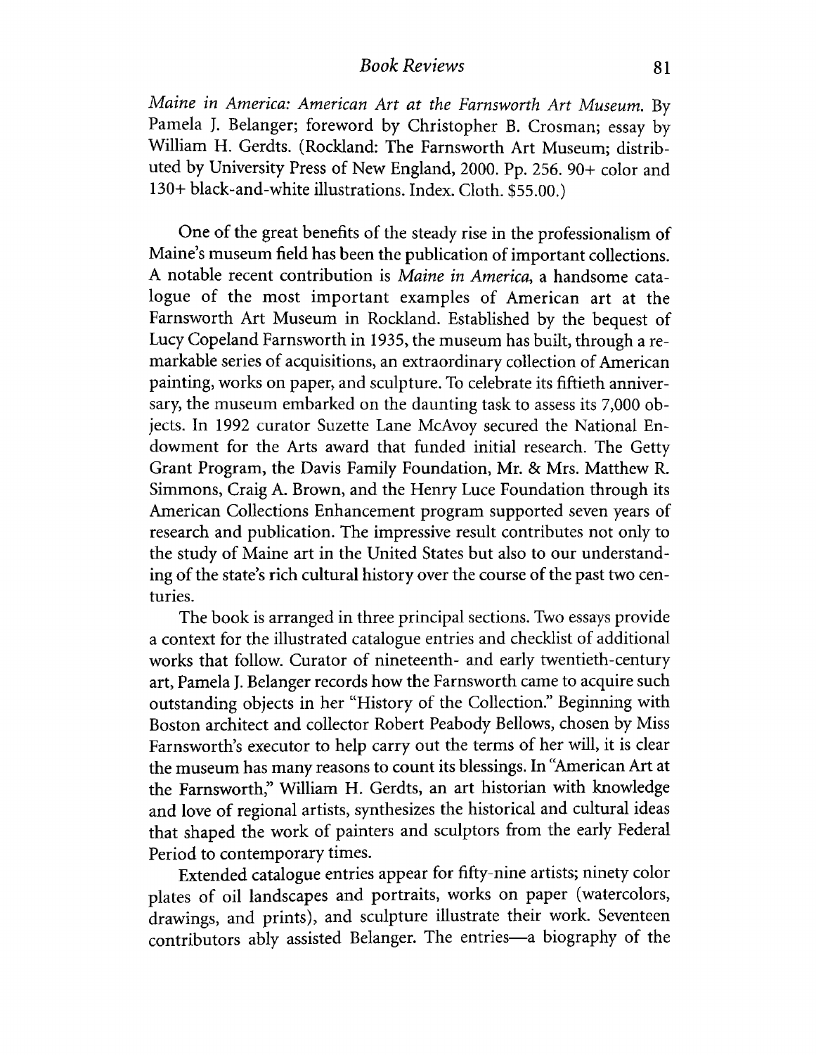*Maine in America: American Art at the Farnsworth Art Museum.* By Pamela J. Belanger; foreword by Christopher B. Crosman; essay by William H. Gerdts. (Rockland: The Farnsworth Art Museum; distributed by University Press of New England, 2000. Pp. 256. 90+ color and 130+ black-and-white illustrations. Index. Cloth. $55.00.)

One of the great benefits of the steady rise in the professionalism of Maine's museum field has been the publication of important collections. A notable recent contribution is *Maine in America*, a handsome catalogue of the most important examples of American art at the Farnsworth Art Museum in Rockland. Established by the bequest of Lucy Copeland Farnsworth in 1935, the museum has built, through a remarkable series of acquisitions, an extraordinary collection of American painting, works on paper, and sculpture. To celebrate its fiftieth anniversary, the museum embarked on the daunting task to assess its 7,000 objects. In 1992 curator Suzette Lane McAvoy secured the National Endowment for the Arts award that funded initial research. The Getty Grant Program, the Davis Family Foundation, Mr. & Mrs. Matthew R. Simmons, Craig A. Brown, and the Henry Luce Foundation through its American Collections Enhancement program supported seven years of research and publication. The impressive result contributes not only to the study of Maine art in the United States but also to our understanding of the state's rich cultural history over the course of the past two centuries.

The book is arranged in three principal sections. Two essays provide a context for the illustrated catalogue entries and checklist of additional works that follow. Curator of nineteenth- and early twentieth-century art, Pamela J. Belanger records how the Farnsworth came to acquire such outstanding objects in her "History of the Collection." Beginning with Boston architect and collector Robert Peabody Bellows, chosen by Miss Farnsworth's executor to help carry out the terms of her will, it is clear the museum has many reasons to count its blessings. In "American Art at the Farnsworth," William H. Gerdts, an art historian with knowledge and love of regional artists, synthesizes the historical and cultural ideas that shaped the work of painters and sculptors from the early Federal Period to contemporary times.

Extended catalogue entries appear for fifty-nine artists; ninety color plates of oil landscapes and portraits, works on paper (watercolors, drawings, and prints), and sculpture illustrate their work. Seventeen contributors ably assisted Belanger. The entries—a biography of the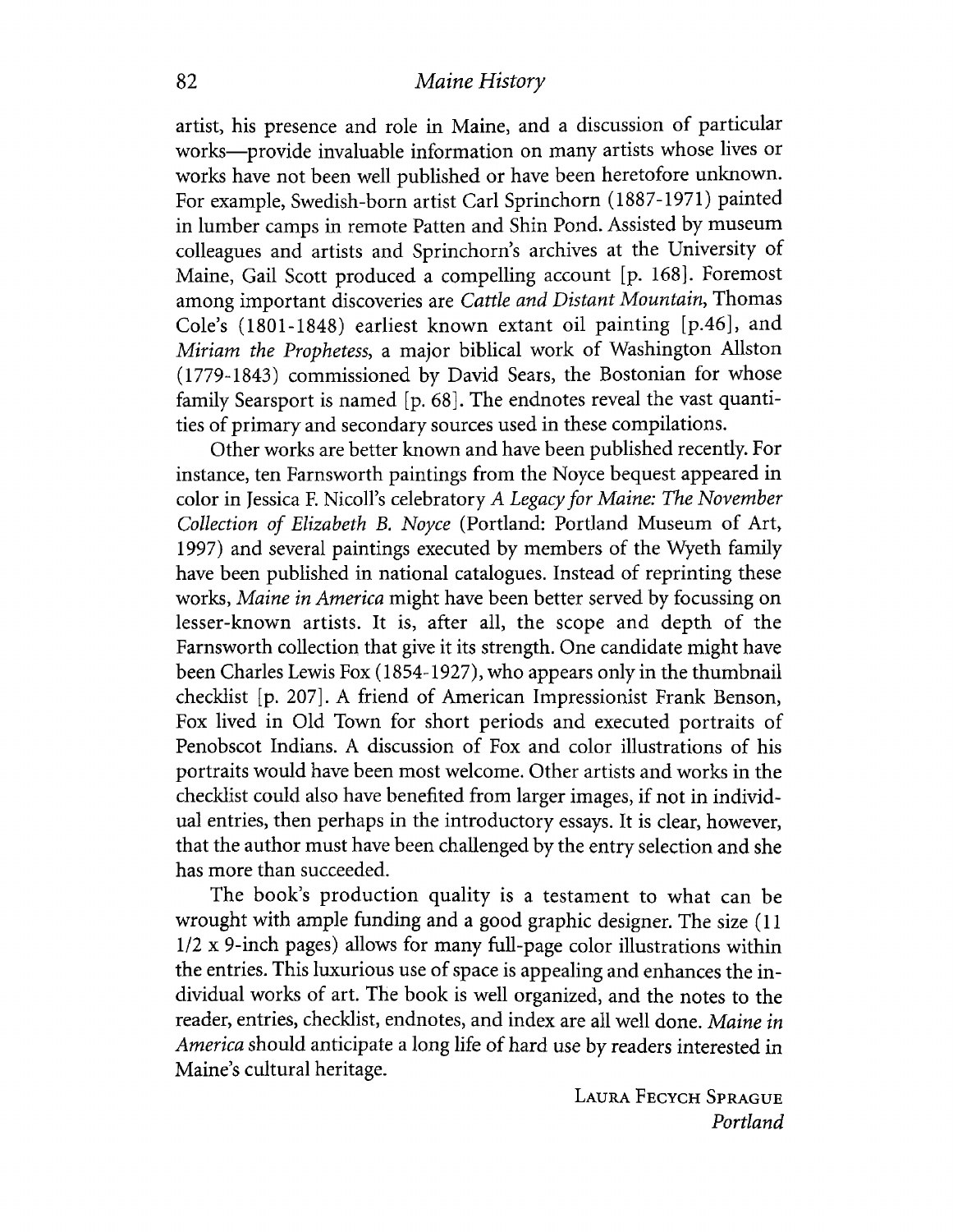artist, his presence and role in Maine, and a discussion of particular works—provide invaluable information on many artists whose lives or works have not been well published or have been heretofore unknown. For example, Swedish-born artist Carl Sprinchorn (1887-1971) painted in lumber camps in remote Patten and Shin Pond. Assisted by museum colleagues and artists and Sprinchorn's archives at the University of Maine, Gail Scott produced a compelling account [p. 168]. Foremost among important discoveries are *Cattle and Distant Mountain*, Thomas Cole's (1801-1848) earliest known extant oil painting [p.46], and *Miriam the Prophetess*, a major biblical work of Washington Allston (1779-1843) commissioned by David Sears, the Bostonian for whose family Searsport is named [p. 68]. The endnotes reveal the vast quantities of primary and secondary sources used in these compilations.

Other works are better known and have been published recently. For instance, ten Farnsworth paintings from the Noyce bequest appeared in color in Jessica F. Nicoll's celebratory *A Legacy for Maine: The November Collection of Elizabeth B. Noyce* (Portland: Portland Museum of Art, 1997) and several paintings executed by members of the Wyeth family have been published in national catalogues. Instead of reprinting these works, *Maine in America* might have been better served by focussing on lesser-known artists. It is, after all, the scope and depth of the Farnsworth collection that give it its strength. One candidate might have been Charles Lewis Fox (1854-1927), who appears only in the thumbnail checklist [p. 207]. A friend of American Impressionist Frank Benson, Fox lived in Old Town for short periods and executed portraits of Penobscot Indians. A discussion of Fox and color illustrations of his portraits would have been most welcome. Other artists and works in the checklist could also have benefited from larger images, if not in individual entries, then perhaps in the introductory essays. It is clear, however, that the author must have been challenged by the entry selection and she has more than succeeded.

The book's production quality is a testament to what can be wrought with ample funding and a good graphic designer. The size (11 1/2 x 9-inch pages) allows for many full-page color illustrations within the entries. This luxurious use of space is appealing and enhances the individual works of art. The book is well organized, and the notes to the reader, entries, checklist, endnotes, and index are all well done. *Maine in America* should anticipate a long life of hard use by readers interested in Maine's cultural heritage.

LAURA FECYCH SPRAGUE
*Portland*